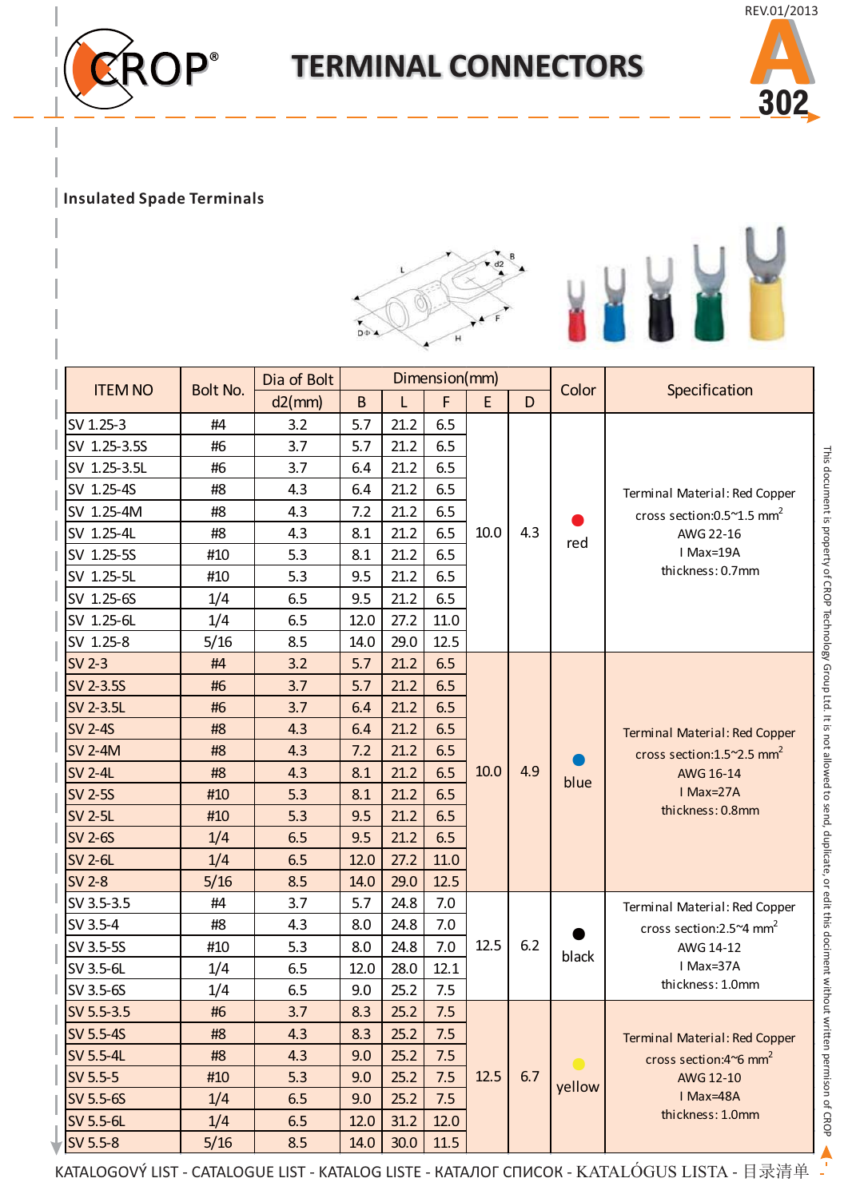# TERMINAL CONNECTORS

A 302

REV.01/2013

## Insulated Spade Terminals

| ITEM NO | Bolt No. | Dia of Bolt | Dimension(mm) | | | | | Color | Specification |
|---|---|---|---|---|---|---|---|---|---|
| | | d2(mm) | B | L | F | E | D | | |
| SV 1.25-3 | #4 | 3.2 | 5.7 | 21.2 | 6.5 | 10.0 | 4.3 | red | Terminal Material: Red Copper<br>cross section:0.5~1.5 $mm^2$<br>AWG 22-16<br>I Max=19A<br>thickness: 0.7mm |
| SV 1.25-3.5S | #6 | 3.7 | 5.7 | 21.2 | 6.5 | | | | |
| SV 1.25-3.5L | #6 | 3.7 | 6.4 | 21.2 | 6.5 | | | | |
| SV 1.25-4S | #8 | 4.3 | 6.4 | 21.2 | 6.5 | | | | |
| SV 1.25-4M | #8 | 4.3 | 7.2 | 21.2 | 6.5 | | | | |
| SV 1.25-4L | #8 | 4.3 | 8.1 | 21.2 | 6.5 | | | | |
| SV 1.25-5S | #10 | 5.3 | 8.1 | 21.2 | 6.5 | | | | |
| SV 1.25-5L | #10 | 5.3 | 9.5 | 21.2 | 6.5 | | | | |
| SV 1.25-6S | 1/4 | 6.5 | 9.5 | 21.2 | 6.5 | | | | |
| SV 1.25-6L | 1/4 | 6.5 | 12.0 | 27.2 | 11.0 | | | | |
| SV 1.25-8 | 5/16 | 8.5 | 14.0 | 29.0 | 12.5 | | | | |
| SV 2-3 | #4 | 3.2 | 5.7 | 21.2 | 6.5 | 10.0 | 4.9 | blue | Terminal Material: Red Copper<br>cross section:1.5~2.5 $mm^2$<br>AWG 16-14<br>I Max=27A<br>thickness: 0.8mm |
| SV 2-3.5S | #6 | 3.7 | 5.7 | 21.2 | 6.5 | | | | |
| SV 2-3.5L | #6 | 3.7 | 6.4 | 21.2 | 6.5 | | | | |
| SV 2-4S | #8 | 4.3 | 6.4 | 21.2 | 6.5 | | | | |
| SV 2-4M | #8 | 4.3 | 7.2 | 21.2 | 6.5 | | | | |
| SV 2-4L | #8 | 4.3 | 8.1 | 21.2 | 6.5 | | | | |
| SV 2-5S | #10 | 5.3 | 8.1 | 21.2 | 6.5 | | | | |
| SV 2-5L | #10 | 5.3 | 9.5 | 21.2 | 6.5 | | | | |
| SV 2-6S | 1/4 | 6.5 | 9.5 | 21.2 | 6.5 | | | | |
| SV 2-6L | 1/4 | 6.5 | 12.0 | 27.2 | 11.0 | | | | |
| SV 2-8 | 5/16 | 8.5 | 14.0 | 29.0 | 12.5 | | | | |
| SV 3.5-3.5 | #4 | 3.7 | 5.7 | 24.8 | 7.0 | 12.5 | 6.2 | black | Terminal Material: Red Copper<br>cross section:2.5~4 $mm^2$<br>AWG 14-12<br>I Max=37A<br>thickness: 1.0mm |
| SV 3.5-4 | #8 | 4.3 | 8.0 | 24.8 | 7.0 | | | | |
| SV 3.5-5S | #10 | 5.3 | 8.0 | 24.8 | 7.0 | | | | |
| SV 3.5-6L | 1/4 | 6.5 | 12.0 | 28.0 | 12.1 | | | | |
| SV 3.5-6S | 1/4 | 6.5 | 9.0 | 25.2 | 7.5 | | | | |
| SV 5.5-3.5 | #6 | 3.7 | 8.3 | 25.2 | 7.5 | 12.5 | 6.7 | yellow | Terminal Material: Red Copper<br>cross section:4~6 $mm^2$<br>AWG 12-10<br>I Max=48A<br>thickness: 1.0mm |
| SV 5.5-4S | #8 | 4.3 | 8.3 | 25.2 | 7.5 | | | | |
| SV 5.5-4L | #8 | 4.3 | 9.0 | 25.2 | 7.5 | | | | |
| SV 5.5-5 | #10 | 5.3 | 9.0 | 25.2 | 7.5 | | | | |
| SV 5.5-6S | 1/4 | 6.5 | 9.0 | 25.2 | 7.5 | | | | |
| SV 5.5-6L | 1/4 | 6.5 | 12.0 | 31.2 | 12.0 | | | | |
| SV 5.5-8 | 5/16 | 8.5 | 14.0 | 30.0 | 11.5 | | | | |

This document is property of CROP Technology Group Ltd. It is not allowed to send, duplicate, or edit this document without written permission of CROP

KATALOGOVÝ LIST - CATALOGUE LIST - KATALOG LISTE - КАТАЛОГ СПИСОК - KATALÓGUS LISTA - 目录清单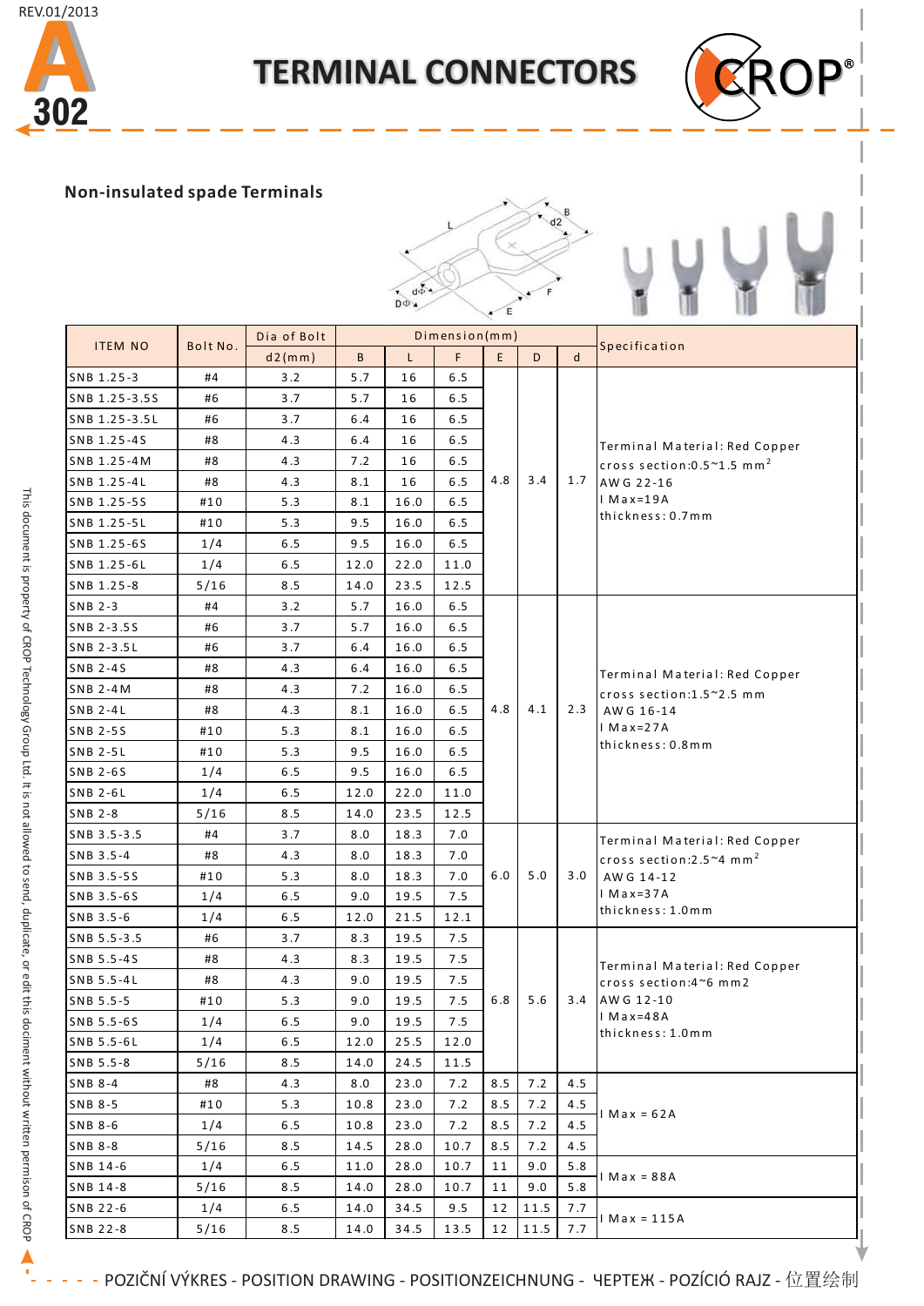# TERMINAL CONNECTORS

## Non-insulated spade Terminals

| ITEM NO | Bolt No. | Dia of Bolt | Dimension(mm) | | | | | | Specification |
|---|---|---|---|---|---|---|---|---|---|
| | | d2(mm) | B | L | F | E | D | d | |
| SNB 1.25-3 | #4 | 3.2 | 5.7 | 16 | 6.5 | 4.8 | 3.4 | 1.7 | Terminal Material: Red Copper cross section:0.5~1.5 mm$^2$ AWG 22-16 I Max=19A thickness: 0.7mm |
| SNB 1.25-3.5S | #6 | 3.7 | 5.7 | 16 | 6.5 | | | | |
| SNB 1.25-3.5L | #6 | 3.7 | 6.4 | 16 | 6.5 | | | | |
| SNB 1.25-4S | #8 | 4.3 | 6.4 | 16 | 6.5 | | | | |
| SNB 1.25-4M | #8 | 4.3 | 7.2 | 16 | 6.5 | | | | |
| SNB 1.25-4L | #8 | 4.3 | 8.1 | 16 | 6.5 | | | | |
| SNB 1.25-5S | #10 | 5.3 | 8.1 | 16.0 | 6.5 | | | | |
| SNB 1.25-5L | #10 | 5.3 | 9.5 | 16.0 | 6.5 | | | | |
| SNB 1.25-6S | 1/4 | 6.5 | 9.5 | 16.0 | 6.5 | | | | |
| SNB 1.25-6L | 1/4 | 6.5 | 12.0 | 22.0 | 11.0 | | | | |
| SNB 1.25-8 | 5/16 | 8.5 | 14.0 | 23.5 | 12.5 | | | | |
| SNB 2-3 | #4 | 3.2 | 5.7 | 16.0 | 6.5 | 4.8 | 4.1 | 2.3 | Terminal Material: Red Copper cross section:1.5~2.5 mm AWG 16-14 I Max=27A thickness: 0.8mm |
| SNB 2-3.5S | #6 | 3.7 | 5.7 | 16.0 | 6.5 | | | | |
| SNB 2-3.5L | #6 | 3.7 | 6.4 | 16.0 | 6.5 | | | | |
| SNB 2-4S | #8 | 4.3 | 6.4 | 16.0 | 6.5 | | | | |
| SNB 2-4M | #8 | 4.3 | 7.2 | 16.0 | 6.5 | | | | |
| SNB 2-4L | #8 | 4.3 | 8.1 | 16.0 | 6.5 | | | | |
| SNB 2-5S | #10 | 5.3 | 8.1 | 16.0 | 6.5 | | | | |
| SNB 2-5L | #10 | 5.3 | 9.5 | 16.0 | 6.5 | | | | |
| SNB 2-6S | 1/4 | 6.5 | 9.5 | 16.0 | 6.5 | | | | |
| SNB 2-6L | 1/4 | 6.5 | 12.0 | 22.0 | 11.0 | | | | |
| SNB 2-8 | 5/16 | 8.5 | 14.0 | 23.5 | 12.5 | | | | |
| SNB 3.5-3.5 | #4 | 3.7 | 8.0 | 18.3 | 7.0 | 6.0 | 5.0 | 3.0 | Terminal Material: Red Copper cross section:2.5~4 mm$^2$ AWG 14-12 I Max=37A thickness: 1.0mm |
| SNB 3.5-4 | #8 | 4.3 | 8.0 | 18.3 | 7.0 | | | | |
| SNB 3.5-5S | #10 | 5.3 | 8.0 | 18.3 | 7.0 | | | | |
| SNB 3.5-6S | 1/4 | 6.5 | 9.0 | 19.5 | 7.5 | | | | |
| SNB 3.5-6 | 1/4 | 6.5 | 12.0 | 21.5 | 12.1 | | | | |
| SNB 5.5-3.5 | #6 | 3.7 | 8.3 | 19.5 | 7.5 | 6.8 | 5.6 | 3.4 | Terminal Material: Red Copper cross section:4~6 mm2 AWG 12-10 I Max=48A thickness: 1.0mm |
| SNB 5.5-4S | #8 | 4.3 | 8.3 | 19.5 | 7.5 | | | | |
| SNB 5.5-4L | #8 | 4.3 | 9.0 | 19.5 | 7.5 | | | | |
| SNB 5.5-5 | #10 | 5.3 | 9.0 | 19.5 | 7.5 | | | | |
| SNB 5.5-6S | 1/4 | 6.5 | 9.0 | 19.5 | 7.5 | | | | |
| SNB 5.5-6L | 1/4 | 6.5 | 12.0 | 25.5 | 12.0 | | | | |
| SNB 5.5-8 | 5/16 | 8.5 | 14.0 | 24.5 | 11.5 | | | | |
| SNB 8-4 | #8 | 4.3 | 8.0 | 23.0 | 7.2 | 8.5 | 7.2 | 4.5 | I Max = 62A |
| SNB 8-5 | #10 | 5.3 | 10.8 | 23.0 | 7.2 | 8.5 | 7.2 | 4.5 | |
| SNB 8-6 | 1/4 | 6.5 | 10.8 | 23.0 | 7.2 | 8.5 | 7.2 | 4.5 | |
| SNB 8-8 | 5/16 | 8.5 | 14.5 | 28.0 | 10.7 | 8.5 | 7.2 | 4.5 | |
| SNB 14-6 | 1/4 | 6.5 | 11.0 | 28.0 | 10.7 | 11 | 9.0 | 5.8 | I Max = 88A |
| SNB 14-8 | 5/16 | 8.5 | 14.0 | 28.0 | 10.7 | 11 | 9.0 | 5.8 | |
| SNB 22-6 | 1/4 | 6.5 | 14.0 | 34.5 | 9.5 | 12 | 11.5 | 7.7 | I Max = 115A |
| SNB 22-8 | 5/16 | 8.5 | 14.0 | 34.5 | 13.5 | 12 | 11.5 | 7.7 | |

This document is property of CROP Technology Group Ltd. It is not allowed to send, duplicate, or edit this document without written permison of CROP

POZIČNÍ VÝKRES - POSITION DRAWING - POSITIONZEICHNUNG - ЧЕРТЕЖ - POZÍCIÓ RAJZ - 位置绘制